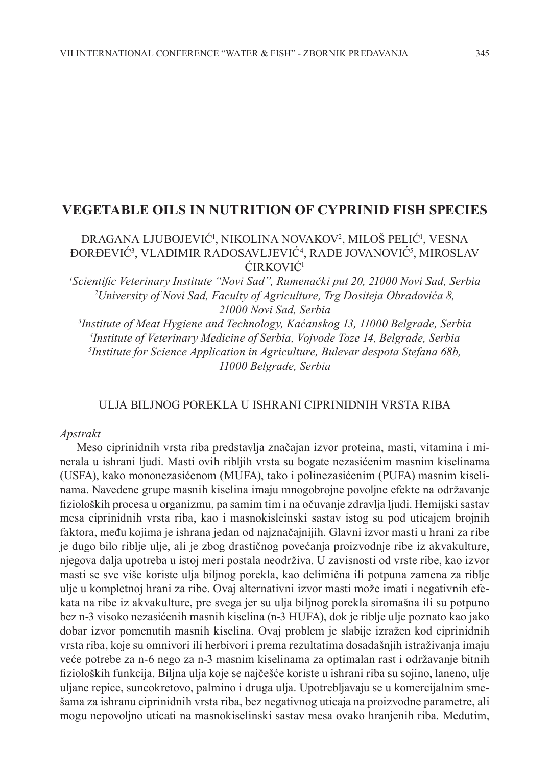# VEGETABLE OILS IN NUTRITION OF CYPRINID FISH SPECIES

DRAGANA LJUBOJEVIĆ[1], NIKOLINA NOVAKOV[2], MILOŠ PELIĆ[1], VESNA ĐORĐEVIĆ[3], VLADIMIR RADOSAVLJEVIĆ[4], RADE JOVANOVIĆ[5], MIROSLAV ĆIRKOVIĆ[1]

*[1]Scientific Veterinary Institute "Novi Sad", Rumenački put 20, 21000 Novi Sad, Serbia*
*[2]University of Novi Sad, Faculty of Agriculture, Trg Dositeja Obradovića 8, 21000 Novi Sad, Serbia*
*[3]Institute of Meat Hygiene and Technology, Kaćanskog 13, 11000 Belgrade, Serbia*
*[4]Institute of Veterinary Medicine of Serbia, Vojvode Toze 14, Belgrade, Serbia*
*[5]Institute for Science Application in Agriculture, Bulevar despota Stefana 68b, 11000 Belgrade, Serbia*

## ULJA BILJNOG POREKLA U ISHRANI CIPRINIDNIH VRSTA RIBA

*Apstrakt*

Meso ciprinidnih vrsta riba predstavlja značajan izvor proteina, masti, vitamina i minerala u ishrani ljudi. Masti ovih ribljih vrsta su bogate nezasićenim masnim kiselinama (USFA), kako mononezasićenom (MUFA), tako i polinezasićenim (PUFA) masnim kiselinama. Navedene grupe masnih kiselina imaju mnogobrojne povoljne efekte na održavanje fizioloških procesa u organizmu, pa samim tim i na očuvanje zdravlja ljudi. Hemijski sastav mesa ciprinidnih vrsta riba, kao i masnokisleinski sastav istog su pod uticajem brojnih faktora, među kojima je ishrana jedan od najznačajnijih. Glavni izvor masti u hrani za ribe je dugo bilo riblje ulje, ali je zbog drastičnog povećanja proizvodnje ribe iz akvakulture, njegova dalja upotreba u istoj meri postala neodrživa. U zavisnosti od vrste ribe, kao izvor masti se sve više koriste ulja biljnog porekla, kao delimična ili potpuna zamena za riblje ulje u kompletnoj hrani za ribe. Ovaj alternativni izvor masti može imati i negativnih efekata na ribe iz akvakulture, pre svega jer su ulja biljnog porekla siromašna ili su potpuno bez n-3 visoko nezasićenih masnih kiselina (n-3 HUFA), dok je riblje ulje poznato kao jako dobar izvor pomenutih masnih kiselina. Ovaj problem je slabije izražen kod ciprinidnih vrsta riba, koje su omnivori ili herbivori i prema rezultatima dosadašnjih istraživanja imaju veće potrebe za n-6 nego za n-3 masnim kiselinama za optimalan rast i održavanje bitnih fizioloških funkcija. Biljna ulja koje se najčešće koriste u ishrani riba su sojino, laneno, ulje uljane repice, suncokretovo, palmino i druga ulja. Upotrebljavaju se u komercijalnim smešama za ishranu ciprinidnih vrsta riba, bez negativnog uticaja na proizvodne parametre, ali mogu nepovoljno uticati na masnokiselinski sastav mesa ovako hranjenih riba. Međutim,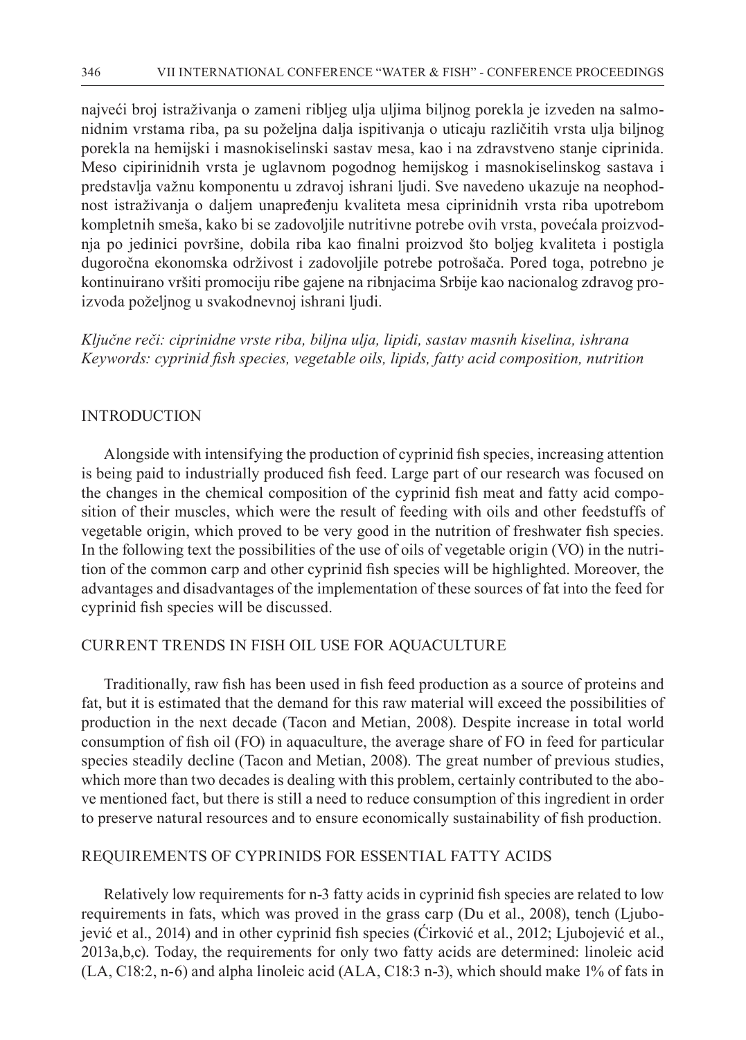najveći broj istraživanja o zameni ribljeg ulja uljima biljnog porekla je izveden na salmonidnim vrstama riba, pa su poželjna dalja ispitivanja o uticaju različitih vrsta ulja biljnog porekla na hemijski i masnokiselinski sastav mesa, kao i na zdravstveno stanje ciprinida. Meso cipirinidnih vrsta je uglavnom pogodnog hemijskog i masnokiselinskog sastava i predstavlja važnu komponentu u zdravoj ishrani ljudi. Sve navedeno ukazuje na neophodnost istraživanja o daljem unapređenju kvaliteta mesa ciprinidnih vrsta riba upotrebom kompletnih smeša, kako bi se zadovoljile nutritivne potrebe ovih vrsta, povećala proizvodnja po jedinici površine, dobila riba kao finalni proizvod što boljeg kvaliteta i postigla dugoročna ekonomska održivost i zadovoljile potrebe potrošača. Pored toga, potrebno je kontinuirano vršiti promociju ribe gajene na ribnjacima Srbije kao nacionalog zdravog proizvoda poželjnog u svakodnevnoj ishrani ljudi.

*Ključne reči: ciprinidne vrste riba, biljna ulja, lipidi, sastav masnih kiselina, ishrana*
*Keywords: cyprinid fish species, vegetable oils, lipids, fatty acid composition, nutrition*

## INTRODUCTION

Alongside with intensifying the production of cyprinid fish species, increasing attention is being paid to industrially produced fish feed. Large part of our research was focused on the changes in the chemical composition of the cyprinid fish meat and fatty acid composition of their muscles, which were the result of feeding with oils and other feedstuffs of vegetable origin, which proved to be very good in the nutrition of freshwater fish species. In the following text the possibilities of the use of oils of vegetable origin (VO) in the nutrition of the common carp and other cyprinid fish species will be highlighted. Moreover, the advantages and disadvantages of the implementation of these sources of fat into the feed for cyprinid fish species will be discussed.

## CURRENT TRENDS IN FISH OIL USE FOR AQUACULTURE

Traditionally, raw fish has been used in fish feed production as a source of proteins and fat, but it is estimated that the demand for this raw material will exceed the possibilities of production in the next decade (Tacon and Metian, 2008). Despite increase in total world consumption of fish oil (FO) in aquaculture, the average share of FO in feed for particular species steadily decline (Tacon and Metian, 2008). The great number of previous studies, which more than two decades is dealing with this problem, certainly contributed to the above mentioned fact, but there is still a need to reduce consumption of this ingredient in order to preserve natural resources and to ensure economically sustainability of fish production.

## REQUIREMENTS OF CYPRINIDS FOR ESSENTIAL FATTY ACIDS

Relatively low requirements for n-3 fatty acids in cyprinid fish species are related to low requirements in fats, which was proved in the grass carp (Du et al., 2008), tench (Ljubojević et al., 2014) and in other cyprinid fish species (Ćirković et al., 2012; Ljubojević et al., 2013a,b,c). Today, the requirements for only two fatty acids are determined: linoleic acid (LA, C18:2, n-6) and alpha linoleic acid (ALA, C18:3 n-3), which should make 1% of fats in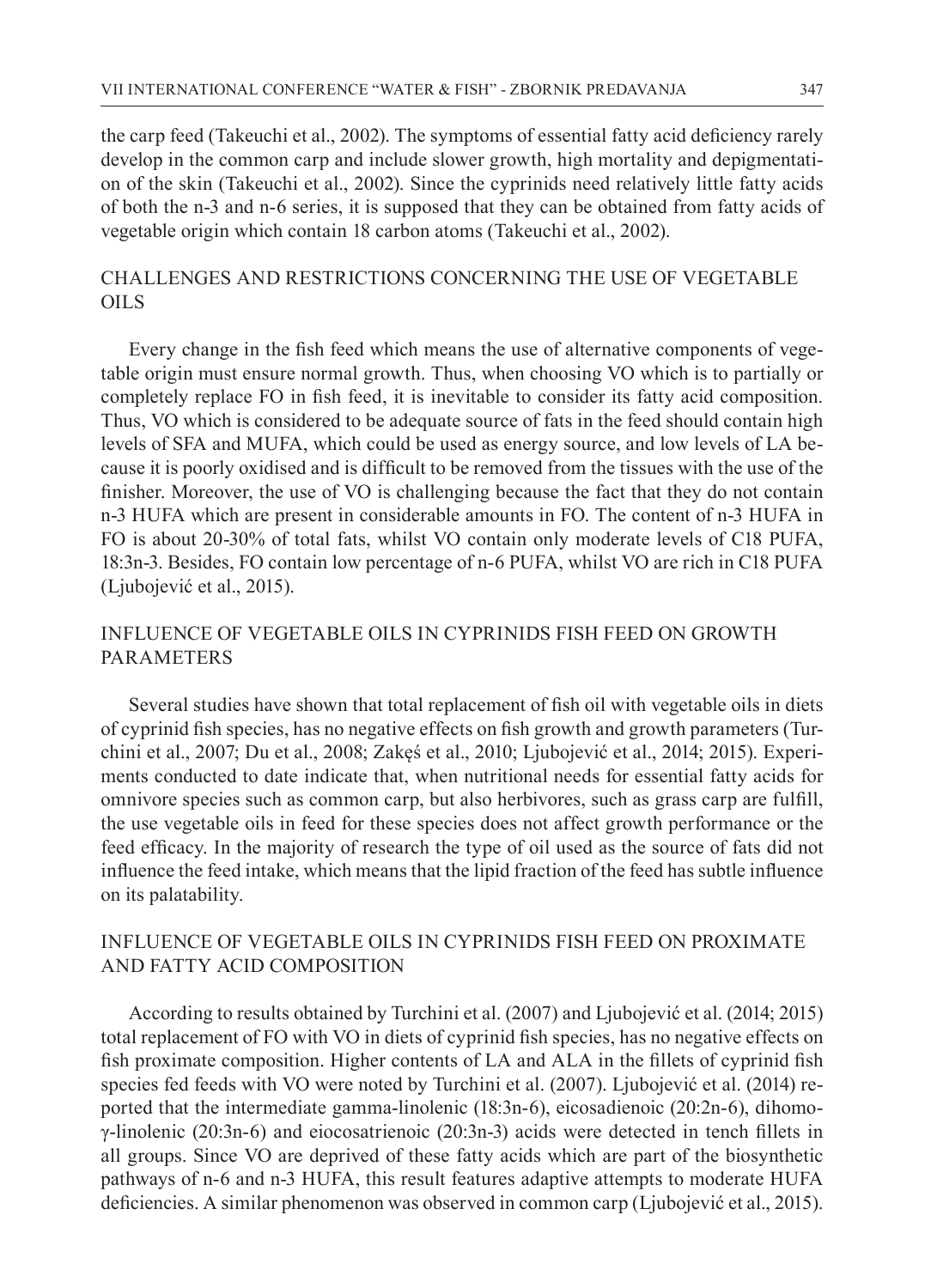the carp feed (Takeuchi et al., 2002). The symptoms of essential fatty acid deficiency rarely develop in the common carp and include slower growth, high mortality and depigmentation of the skin (Takeuchi et al., 2002). Since the cyprinids need relatively little fatty acids of both the n-3 and n-6 series, it is supposed that they can be obtained from fatty acids of vegetable origin which contain 18 carbon atoms (Takeuchi et al., 2002).

## CHALLENGES AND RESTRICTIONS CONCERNING THE USE OF VEGETABLE OILS

Every change in the fish feed which means the use of alternative components of vegetable origin must ensure normal growth. Thus, when choosing VO which is to partially or completely replace FO in fish feed, it is inevitable to consider its fatty acid composition. Thus, VO which is considered to be adequate source of fats in the feed should contain high levels of SFA and MUFA, which could be used as energy source, and low levels of LA because it is poorly oxidised and is difficult to be removed from the tissues with the use of the finisher. Moreover, the use of VO is challenging because the fact that they do not contain n-3 HUFA which are present in considerable amounts in FO. The content of n-3 HUFA in FO is about 20-30% of total fats, whilst VO contain only moderate levels of C18 PUFA, 18:3n-3. Besides, FO contain low percentage of n-6 PUFA, whilst VO are rich in C18 PUFA (Ljubojević et al., 2015).

## INFLUENCE OF VEGETABLE OILS IN CYPRINIDS FISH FEED ON GROWTH PARAMETERS

Several studies have shown that total replacement of fish oil with vegetable oils in diets of cyprinid fish species, has no negative effects on fish growth and growth parameters (Turchini et al., 2007; Du et al., 2008; Zakęś et al., 2010; Ljubojević et al., 2014; 2015). Experiments conducted to date indicate that, when nutritional needs for essential fatty acids for omnivore species such as common carp, but also herbivores, such as grass carp are fulfill, the use vegetable oils in feed for these species does not affect growth performance or the feed efficacy. In the majority of research the type of oil used as the source of fats did not influence the feed intake, which means that the lipid fraction of the feed has subtle influence on its palatability.

## INFLUENCE OF VEGETABLE OILS IN CYPRINIDS FISH FEED ON PROXIMATE AND FATTY ACID COMPOSITION

According to results obtained by Turchini et al. (2007) and Ljubojević et al. (2014; 2015) total replacement of FO with VO in diets of cyprinid fish species, has no negative effects on fish proximate composition. Higher contents of LA and ALA in the fillets of cyprinid fish species fed feeds with VO were noted by Turchini et al. (2007). Ljubojević et al. (2014) reported that the intermediate gamma-linolenic (18:3n-6), eicosadienoic (20:2n-6), dihomo-γ-linolenic (20:3n-6) and eiocosatrienoic (20:3n-3) acids were detected in tench fillets in all groups. Since VO are deprived of these fatty acids which are part of the biosynthetic pathways of n-6 and n-3 HUFA, this result features adaptive attempts to moderate HUFA deficiencies. A similar phenomenon was observed in common carp (Ljubojević et al., 2015).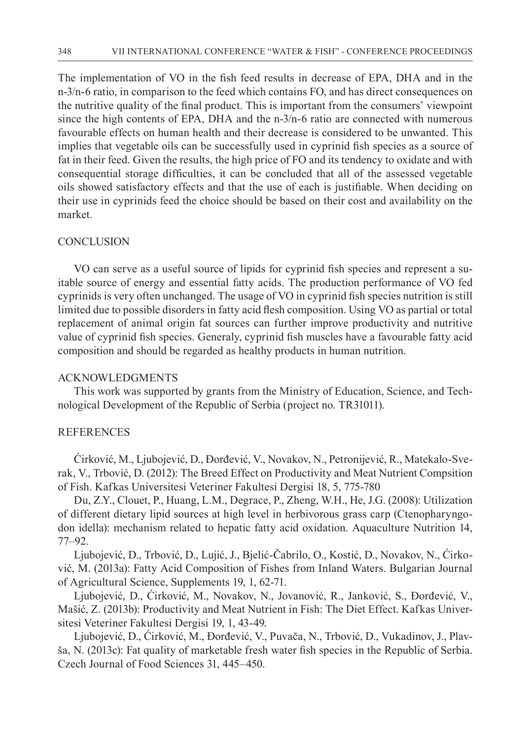The implementation of VO in the fish feed results in decrease of EPA, DHA and in the n-3/n-6 ratio, in comparison to the feed which contains FO, and has direct consequences on the nutritive quality of the final product. This is important from the consumers' viewpoint since the high contents of EPA, DHA and the n-3/n-6 ratio are connected with numerous favourable effects on human health and their decrease is considered to be unwanted. This implies that vegetable oils can be successfully used in cyprinid fish species as a source of fat in their feed. Given the results, the high price of FO and its tendency to oxidate and with consequential storage difficulties, it can be concluded that all of the assessed vegetable oils showed satisfactory effects and that the use of each is justifiable. When deciding on their use in cyprinids feed the choice should be based on their cost and availability on the market.

## CONCLUSION

VO can serve as a useful source of lipids for cyprinid fish species and represent a suitable source of energy and essential fatty acids. The production performance of VO fed cyprinids is very often unchanged. The usage of VO in cyprinid fish species nutrition is still limited due to possible disorders in fatty acid flesh composition. Using VO as partial or total replacement of animal origin fat sources can further improve productivity and nutritive value of cyprinid fish species. Generaly, cyprinid fish muscles have a favourable fatty acid composition and should be regarded as healthy products in human nutrition.

## ACKNOWLEDGMENTS

This work was supported by grants from the Ministry of Education, Science, and Technological Development of the Republic of Serbia (project no. TR31011).

## REFERENCES

Ćirković, M., Ljubojević, D., Đorđević, V., Novakov, N., Petronijević, R., Matekalo-Sverak, V., Trbović, D. (2012): The Breed Effect on Productivity and Meat Nutrient Compsition of Fish. Kafkas Universitesi Veteriner Fakultesi Dergisi 18, 5, 775-780

Du, Z.Y., Clouet, P., Huang, L.M., Degrace, P., Zheng, W.H., He, J.G. (2008): Utilization of different dietary lipid sources at high level in herbivorous grass carp (Ctenopharyngodon idella): mechanism related to hepatic fatty acid oxidation. Aquaculture Nutrition 14, 77–92.

Ljubojević, D., Trbović, D., Lujić, J., Bjelić-Čabrilo, O., Kostić, D., Novakov, N., Ćirković, M. (2013a): Fatty Acid Composition of Fishes from Inland Waters. Bulgarian Journal of Agricultural Science, Supplements 19, 1, 62-71.

Ljubojević, D., Ćirković, M., Novakov, N., Jovanović, R., Janković, S., Đorđević, V., Mašić, Z. (2013b): Productivity and Meat Nutrient in Fish: The Diet Effect. Kafkas Universitesi Veteriner Fakultesi Dergisi 19, 1, 43-49.

Ljubojević, D., Ćirković, M., Đorđević, V., Puvača, N., Trbović, D., Vukadinov, J., Plavša, N. (2013c): Fat quality of marketable fresh water fish species in the Republic of Serbia. Czech Journal of Food Sciences 31, 445–450.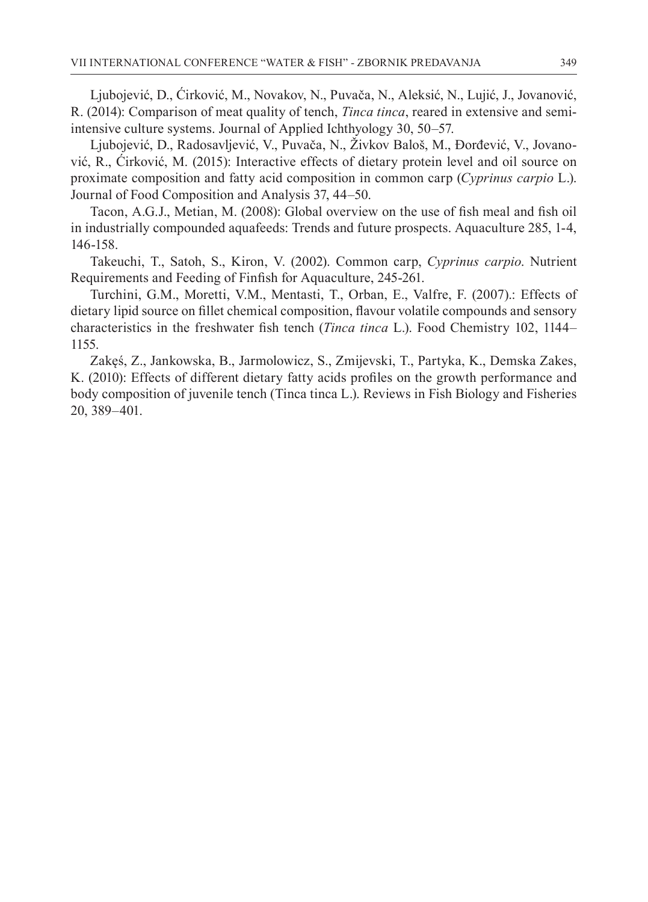Ljubojević, D., Ćirković, M., Novakov, N., Puvača, N., Aleksić, N., Lujić, J., Jovanović, R. (2014): Comparison of meat quality of tench, *Tinca tinca*, reared in extensive and semi-intensive culture systems. Journal of Applied Ichthyology 30, 50–57.

Ljubojević, D., Radosavljević, V., Puvača, N., Živkov Baloš, M., Đorđević, V., Jovanović, R., Ćirković, M. (2015): Interactive effects of dietary protein level and oil source on proximate composition and fatty acid composition in common carp (*Cyprinus carpio* L.). Journal of Food Composition and Analysis 37, 44–50.

Tacon, A.G.J., Metian, M. (2008): Global overview on the use of fish meal and fish oil in industrially compounded aquafeeds: Trends and future prospects. Aquaculture 285, 1-4, 146-158.

Takeuchi, T., Satoh, S., Kiron, V. (2002). Common carp, *Cyprinus carpio*. Nutrient Requirements and Feeding of Finfish for Aquaculture, 245-261.

Turchini, G.M., Moretti, V.M., Mentasti, T., Orban, E., Valfre, F. (2007).: Effects of dietary lipid source on fillet chemical composition, flavour volatile compounds and sensory characteristics in the freshwater fish tench (*Tinca tinca* L.). Food Chemistry 102, 1144–1155.

Zakęś, Z., Jankowska, B., Jarmolowicz, S., Zmijevski, T., Partyka, K., Demska Zakes, K. (2010): Effects of different dietary fatty acids profiles on the growth performance and body composition of juvenile tench (Tinca tinca L.). Reviews in Fish Biology and Fisheries 20, 389–401.